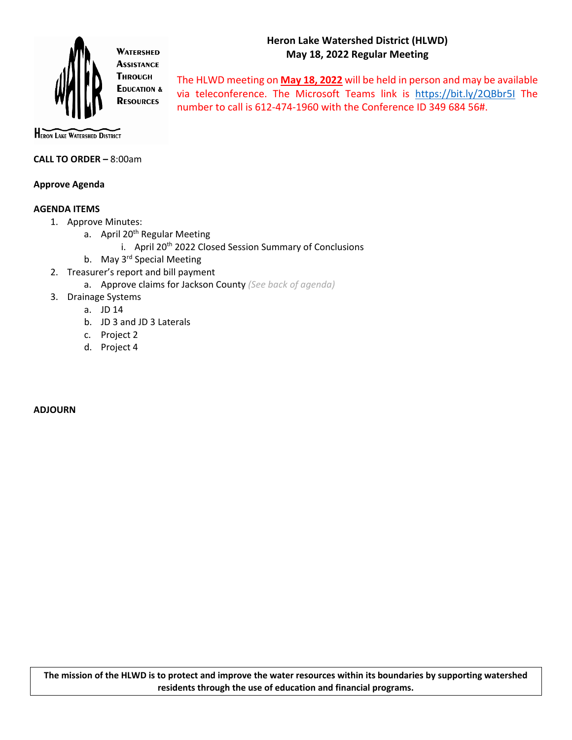**WATERSHED**
**ASSISTANCE**
**THROUGH**
**EDUCATION &**
**RESOURCES**

HERON LAKE WATERSHED DISTRICT

# Heron Lake Watershed District (HLWD)
## May 18, 2022 Regular Meeting

The HLWD meeting on **May 18, 2022** will be held in person and may be available via teleconference. The Microsoft Teams link is https://bit.ly/2QBbr5I The number to call is 612-474-1960 with the Conference ID 349 684 56#.

**CALL TO ORDER –** 8:00am

**Approve Agenda**

**AGENDA ITEMS**

1. Approve Minutes:
   a. April 20th Regular Meeting
      i. April 20th 2022 Closed Session Summary of Conclusions
   b. May 3rd Special Meeting
2. Treasurer's report and bill payment
   a. Approve claims for Jackson County *(See back of agenda)*
3. Drainage Systems
   a. JD 14
   b. JD 3 and JD 3 Laterals
   c. Project 2
   d. Project 4

**ADJOURN**

**The mission of the HLWD is to protect and improve the water resources within its boundaries by supporting watershed residents through the use of education and financial programs.**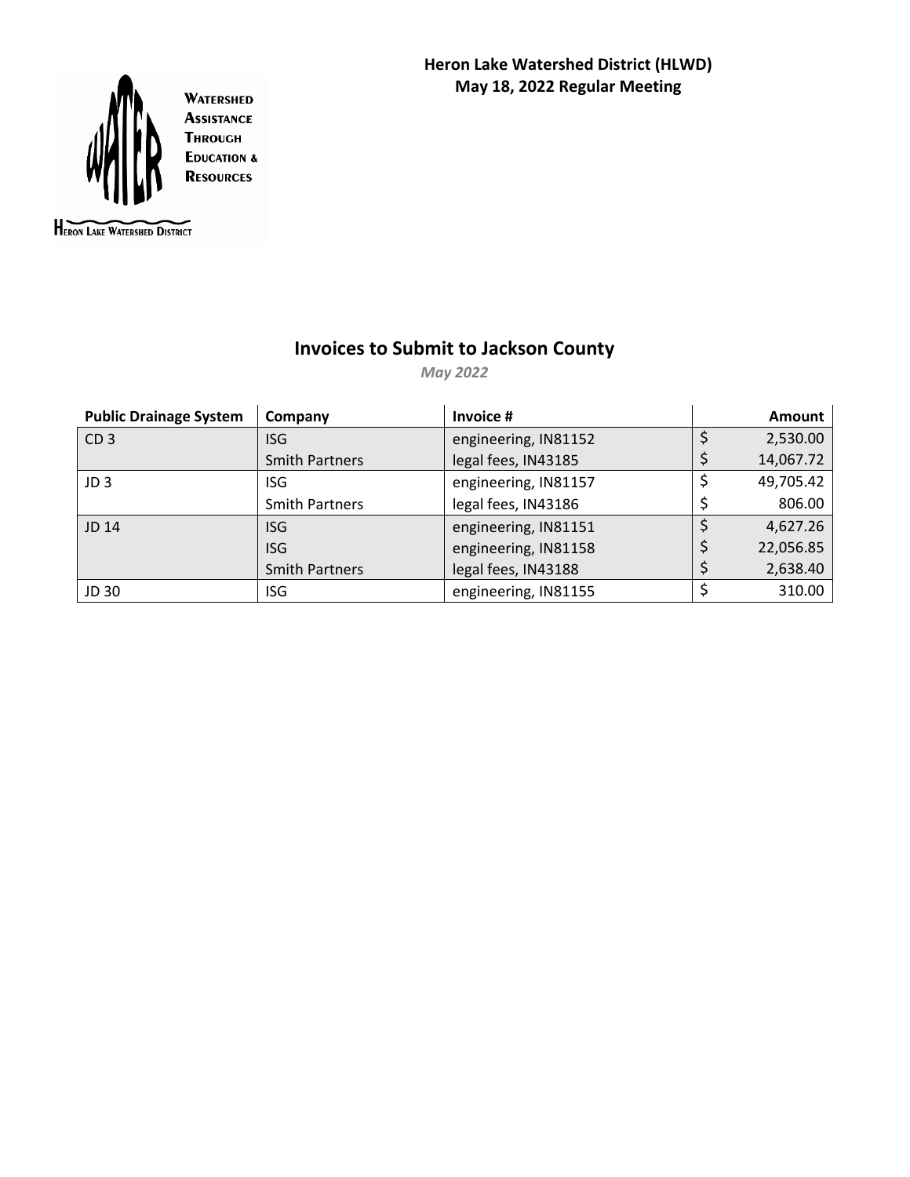**Heron Lake Watershed District (HLWD)**
**May 18, 2022 Regular Meeting**

WATERSHED
ASSISTANCE
THROUGH
EDUCATION &
RESOURCES

HERON LAKE WATERSHED DISTRICT

## Invoices to Submit to Jackson County

*May 2022*

| Public Drainage System | Company | Invoice # | Amount |
|---|---|---|---|
| CD 3 | ISG | engineering, IN81152 | $ 2,530.00 |
| | Smith Partners | legal fees, IN43185 | $ 14,067.72 |
| JD 3 | ISG | engineering, IN81157 | $ 49,705.42 |
| | Smith Partners | legal fees, IN43186 | $ 806.00 |
| JD 14 | ISG | engineering, IN81151 | $ 4,627.26 |
| | ISG | engineering, IN81158 | $ 22,056.85 |
| | Smith Partners | legal fees, IN43188 | $ 2,638.40 |
| JD 30 | ISG | engineering, IN81155 | $ 310.00 |